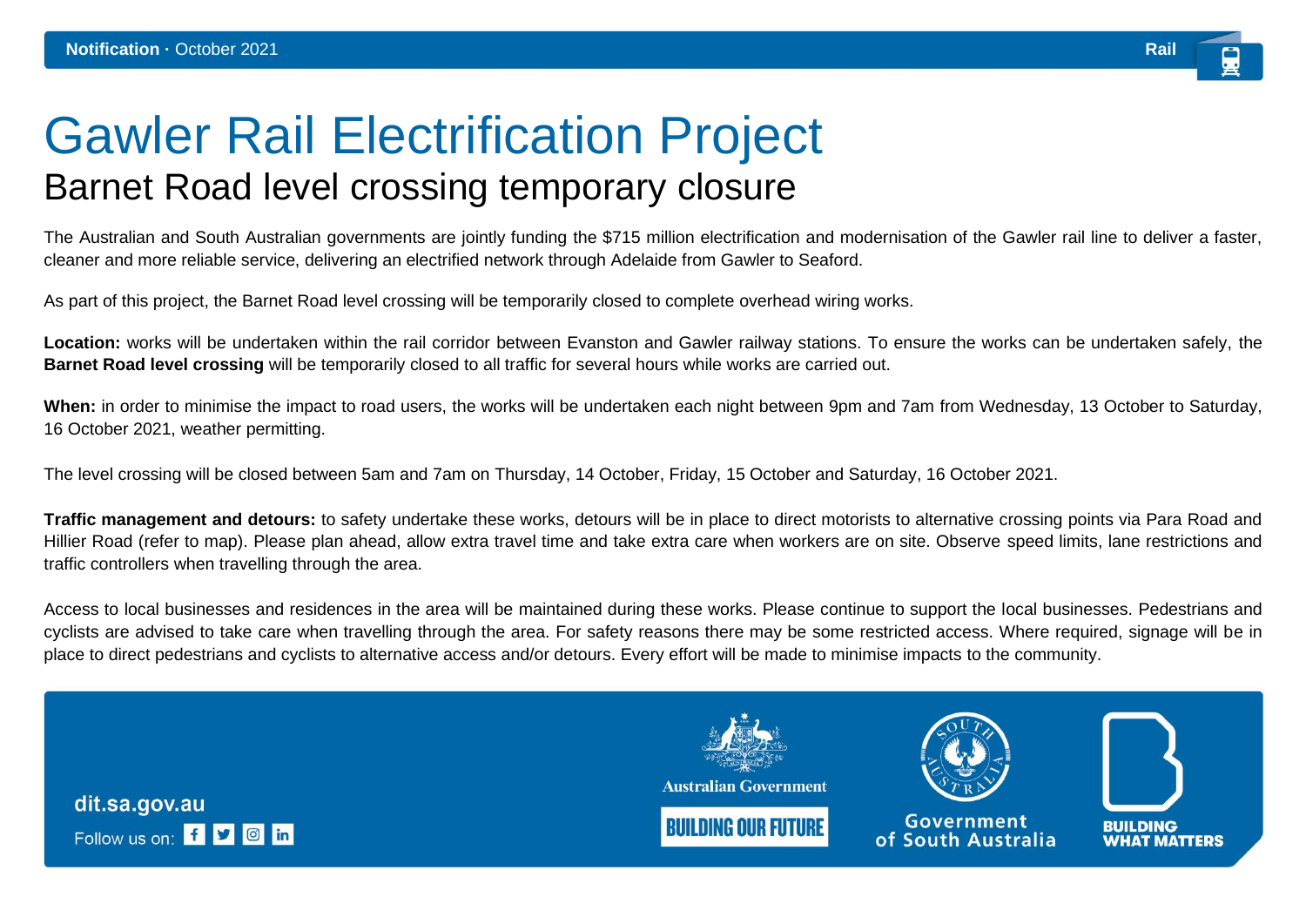Notification · October 2021 Rail

# Gawler Rail Electrification Project

## Barnet Road level crossing temporary closure

The Australian and South Australian governments are jointly funding the $715 million electrification and modernisation of the Gawler rail line to deliver a faster, cleaner and more reliable service, delivering an electrified network through Adelaide from Gawler to Seaford.

As part of this project, the Barnet Road level crossing will be temporarily closed to complete overhead wiring works.

**Location:** works will be undertaken within the rail corridor between Evanston and Gawler railway stations. To ensure the works can be undertaken safely, the **Barnet Road level crossing** will be temporarily closed to all traffic for several hours while works are carried out.

**When:** in order to minimise the impact to road users, the works will be undertaken each night between 9pm and 7am from Wednesday, 13 October to Saturday, 16 October 2021, weather permitting.

The level crossing will be closed between 5am and 7am on Thursday, 14 October, Friday, 15 October and Saturday, 16 October 2021.

**Traffic management and detours:** to safety undertake these works, detours will be in place to direct motorists to alternative crossing points via Para Road and Hillier Road (refer to map). Please plan ahead, allow extra travel time and take extra care when workers are on site. Observe speed limits, lane restrictions and traffic controllers when travelling through the area.

Access to local businesses and residences in the area will be maintained during these works. Please continue to support the local businesses. Pedestrians and cyclists are advised to take care when travelling through the area. For safety reasons there may be some restricted access. Where required, signage will be in place to direct pedestrians and cyclists to alternative access and/or detours. Every effort will be made to minimise impacts to the community.

dit.sa.gov.au

Follow us on:

Australian Government

BUILDING OUR FUTURE

Government of South Australia

BUILDING WHAT MATTERS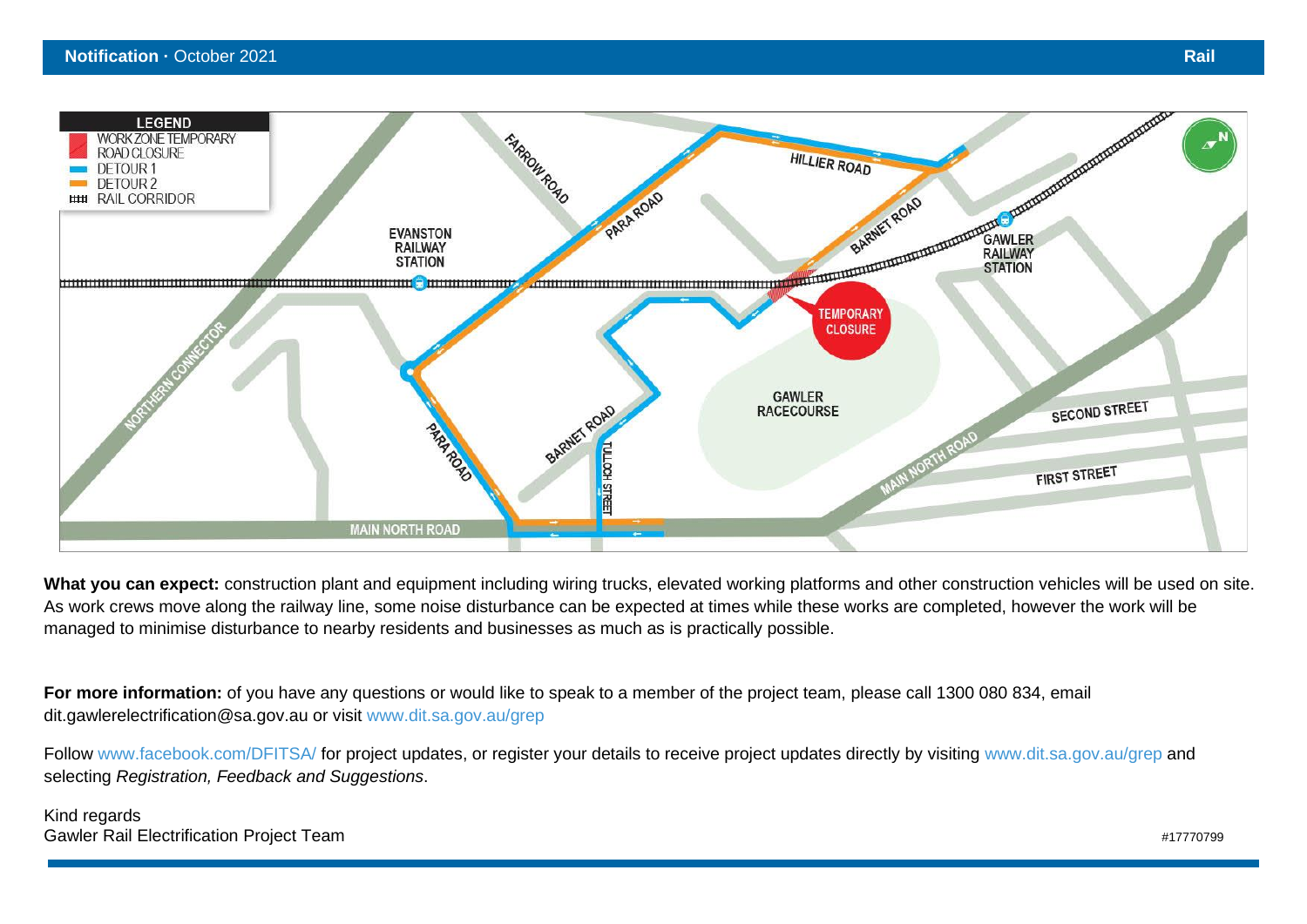LEGEND

WORK ZONE TEMPORARY ROAD CLOSURE

DETOUR 1

DETOUR 2

RAIL CORRIDOR

FARROW ROAD

PARA ROAD

HILLIER ROAD

BARNET ROAD

EVANSTON RAILWAY STATION

GAWLER RAILWAY STATION

TEMPORARY CLOSURE

NORTHERN CONNECTOR

GAWLER RACECOURSE

BARNET ROAD

PARA ROAD

TULLOCH STREET

SECOND STREET

MAIN NORTH ROAD

FIRST STREET

MAIN NORTH ROAD

**What you can expect:** construction plant and equipment including wiring trucks, elevated working platforms and other construction vehicles will be used on site. As work crews move along the railway line, some noise disturbance can be expected at times while these works are completed, however the work will be managed to minimise disturbance to nearby residents and businesses as much as is practically possible.

**For more information:** of you have any questions or would like to speak to a member of the project team, please call 1300 080 834, email dit.gawlerelectrification@sa.gov.au or visit www.dit.sa.gov.au/grep

Follow www.facebook.com/DFITSA/ for project updates, or register your details to receive project updates directly by visiting www.dit.sa.gov.au/grep and selecting *Registration, Feedback and Suggestions*.

Kind regards
Gawler Rail Electrification Project Team

#17770799